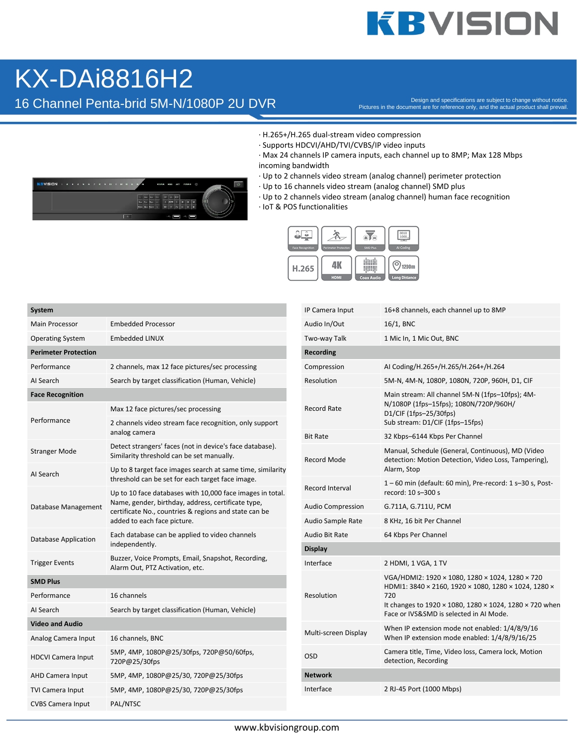# KX-DAi8816H2

## 16 Channel Penta-brid 5M-N/1080P 2U DVR

Design and specifications are subject to change without notice.
Pictures in the document are for reference only, and the actual product shall prevail.

- H.265+/H.265 dual-stream video compression
- Supports HDCVI/AHD/TVI/CVBS/IP video inputs
- Max 24 channels IP camera inputs, each channel up to 8MP; Max 128 Mbps incoming bandwidth
- Up to 2 channels video stream (analog channel) perimeter protection
- Up to 16 channels video stream (analog channel) SMD plus
- Up to 2 channels video stream (analog channel) human face recognition
- IoT & POS functionalities

| **System** | |
|---|---|
| Main Processor | Embedded Processor |
| Operating System | Embedded LINUX |
| **Perimeter Protection** | |
| Performance | 2 channels, max 12 face pictures/sec processing |
| AI Search | Search by target classification (Human, Vehicle) |
| **Face Recognition** | |
| Performance | Max 12 face pictures/sec processing<br>2 channels video stream face recognition, only support analog camera |
| Stranger Mode | Detect strangers' faces (not in device's face database). Similarity threshold can be set manually. |
| AI Search | Up to 8 target face images search at same time, similarity threshold can be set for each target face image. |
| Database Management | Up to 10 face databases with 10,000 face images in total. Name, gender, birthday, address, certificate type, certificate No., countries & regions and state can be added to each face picture. |
| Database Application | Each database can be applied to video channels independently. |
| Trigger Events | Buzzer, Voice Prompts, Email, Snapshot, Recording, Alarm Out, PTZ Activation, etc. |
| **SMD Plus** | |
| Performance | 16 channels |
| AI Search | Search by target classification (Human, Vehicle) |
| **Video and Audio** | |
| Analog Camera Input | 16 channels, BNC |
| HDCVI Camera Input | 5MP, 4MP, 1080P@25/30fps, 720P@50/60fps, 720P@25/30fps |
| AHD Camera Input | 5MP, 4MP, 1080P@25/30, 720P@25/30fps |
| TVI Camera Input | 5MP, 4MP, 1080P@25/30, 720P@25/30fps |
| CVBS Camera Input | PAL/NTSC |
| IP Camera Input | 16+8 channels, each channel up to 8MP |
| Audio In/Out | 16/1, BNC |
| Two-way Talk | 1 Mic In, 1 Mic Out, BNC |
| **Recording** | |
| Compression | AI Coding/H.265+/H.265/H.264+/H.264 |
| Resolution | 5M-N, 4M-N, 1080P, 1080N, 720P, 960H, D1, CIF |
| Record Rate | Main stream: All channel 5M-N (1fps–10fps); 4M-N/1080P (1fps–15fps); 1080N/720P/960H/D1/CIF (1fps–25/30fps)<br>Sub stream: D1/CIF (1fps–15fps) |
| Bit Rate | 32 Kbps–6144 Kbps Per Channel |
| Record Mode | Manual, Schedule (General, Continuous), MD (Video detection: Motion Detection, Video Loss, Tampering), Alarm, Stop |
| Record Interval | 1 – 60 min (default: 60 min), Pre-record: 1 s–30 s, Post-record: 10 s–300 s |
| Audio Compression | G.711A, G.711U, PCM |
| Audio Sample Rate | 8 KHz, 16 bit Per Channel |
| Audio Bit Rate | 64 Kbps Per Channel |
| **Display** | |
| Interface | 2 HDMI, 1 VGA, 1 TV |
| Resolution | VGA/HDMI2: 1920 × 1080, 1280 × 1024, 1280 × 720<br>HDMI1: 3840 × 2160, 1920 × 1080, 1280 × 1024, 1280 × 720<br>It changes to 1920 × 1080, 1280 × 1024, 1280 × 720 when Face or IVS&SMD is selected in AI Mode. |
| Multi-screen Display | When IP extension mode not enabled: 1/4/8/9/16<br>When IP extension mode enabled: 1/4/8/9/16/25 |
| OSD | Camera title, Time, Video loss, Camera lock, Motion detection, Recording |
| **Network** | |
| Interface | 2 RJ-45 Port (1000 Mbps) |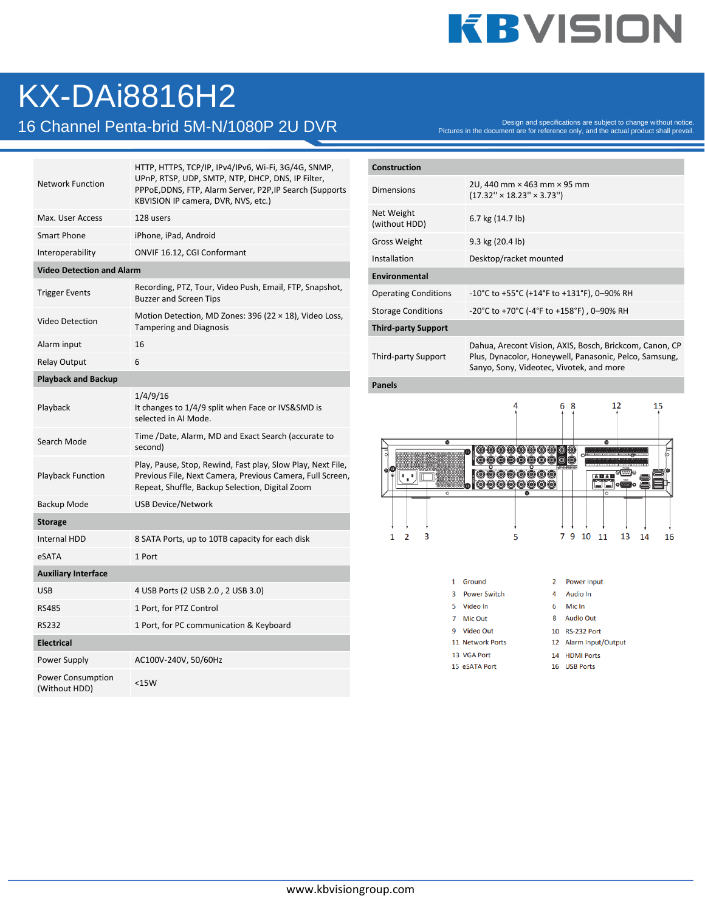# KX-DAi8816H2

## 16 Channel Penta-brid 5M-N/1080P 2U DVR

Design and specifications are subject to change without notice.
Pictures in the document are for reference only, and the actual product shall prevail.

| | |
|---|---|
| Network Function | HTTP, HTTPS, TCP/IP, IPv4/IPv6, Wi-Fi, 3G/4G, SNMP, UPnP, RTSP, UDP, SMTP, NTP, DHCP, DNS, IP Filter, PPPoE,DDNS, FTP, Alarm Server, P2P,IP Search (Supports KBVISION IP camera, DVR, NVS, etc.) |
| Max. User Access | 128 users |
| Smart Phone | iPhone, iPad, Android |
| Interoperability | ONVIF 16.12, CGI Conformant |
| **Video Detection and Alarm** | |
| Trigger Events | Recording, PTZ, Tour, Video Push, Email, FTP, Snapshot, Buzzer and Screen Tips |
| Video Detection | Motion Detection, MD Zones: 396 (22 × 18), Video Loss, Tampering and Diagnosis |
| Alarm input | 16 |
| Relay Output | 6 |
| **Playback and Backup** | |
| Playback | 1/4/9/16<br>It changes to 1/4/9 split when Face or IVS&SMD is selected in AI Mode. |
| Search Mode | Time /Date, Alarm, MD and Exact Search (accurate to second) |
| Playback Function | Play, Pause, Stop, Rewind, Fast play, Slow Play, Next File, Previous File, Next Camera, Previous Camera, Full Screen, Repeat, Shuffle, Backup Selection, Digital Zoom |
| Backup Mode | USB Device/Network |
| **Storage** | |
| Internal HDD | 8 SATA Ports, up to 10TB capacity for each disk |
| eSATA | 1 Port |
| **Auxiliary Interface** | |
| USB | 4 USB Ports (2 USB 2.0 , 2 USB 3.0) |
| RS485 | 1 Port, for PTZ Control |
| RS232 | 1 Port, for PC communication & Keyboard |
| **Electrical** | |
| Power Supply | AC100V-240V, 50/60Hz |
| Power Consumption (Without HDD) | <15W |

| | |
|---|---|
| **Construction** | |
| Dimensions | 2U, 440 mm × 463 mm × 95 mm (17.32" × 18.23" × 3.73") |
| Net Weight (without HDD) | 6.7 kg (14.7 lb) |
| Gross Weight | 9.3 kg (20.4 lb) |
| Installation | Desktop/racket mounted |
| **Environmental** | |
| Operating Conditions | -10°C to +55°C (+14°F to +131°F), 0–90% RH |
| Storage Conditions | -20°C to +70°C (-4°F to +158°F) , 0–90% RH |
| **Third-party Support** | |
| Third-party Support | Dahua, Arecont Vision, AXIS, Bosch, Brickcom, Canon, CP Plus, Dynacolor, Honeywell, Panasonic, Pelco, Samsung, Sanyo, Sony, Videotec, Vivotek, and more |
| **Panels** | |

4 6 8 12 15

1 2 3 5 7 9 10 11 13 14 16

| | | | |
|---|---|---|---|
| 1 | Ground | 2 | Power Input |
| 3 | Power Switch | 4 | Audio In |
| 5 | Video In | 6 | Mic In |
| 7 | Mic Out | 8 | Audio Out |
| 9 | Video Out | 10 | RS-232 Port |
| 11 | Network Ports | 12 | Alarm Input/Output |
| 13 | VGA Port | 14 | HDMI Ports |
| 15 | eSATA Port | 16 | USB Ports |

www.kbvisiongroup.com